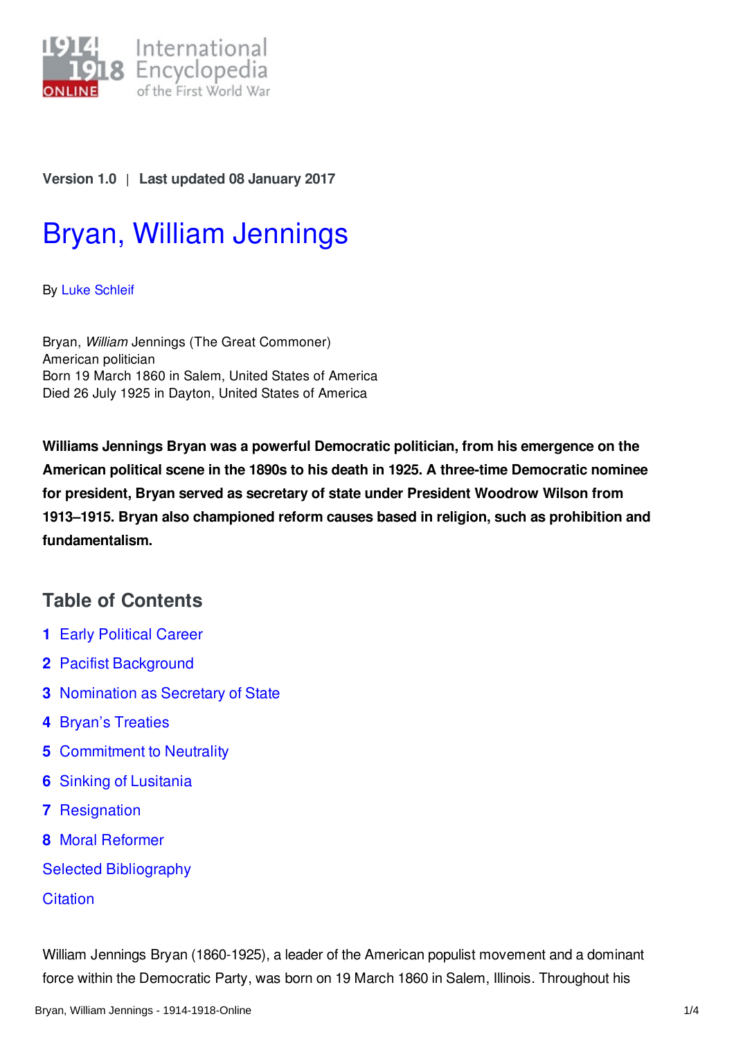Version 1.0 | Last updated 08 January 2017

# Bryan, William Jennings

By Luke Schleif

Bryan, *William* Jennings (The Great Commoner)
American politician
Born 19 March 1860 in Salem, United States of America
Died 26 July 1925 in Dayton, United States of America

**Williams Jennings Bryan was a powerful Democratic politician, from his emergence on the American political scene in the 1890s to his death in 1925. A three-time Democratic nominee for president, Bryan served as secretary of state under President Woodrow Wilson from 1913–1915. Bryan also championed reform causes based in religion, such as prohibition and fundamentalism.**

## Table of Contents

1. Early Political Career
2. Pacifist Background
3. Nomination as Secretary of State
4. Bryan's Treaties
5. Commitment to Neutrality
6. Sinking of Lusitania
7. Resignation
8. Moral Reformer

Selected Bibliography

Citation

William Jennings Bryan (1860-1925), a leader of the American populist movement and a dominant force within the Democratic Party, was born on 19 March 1860 in Salem, Illinois. Throughout his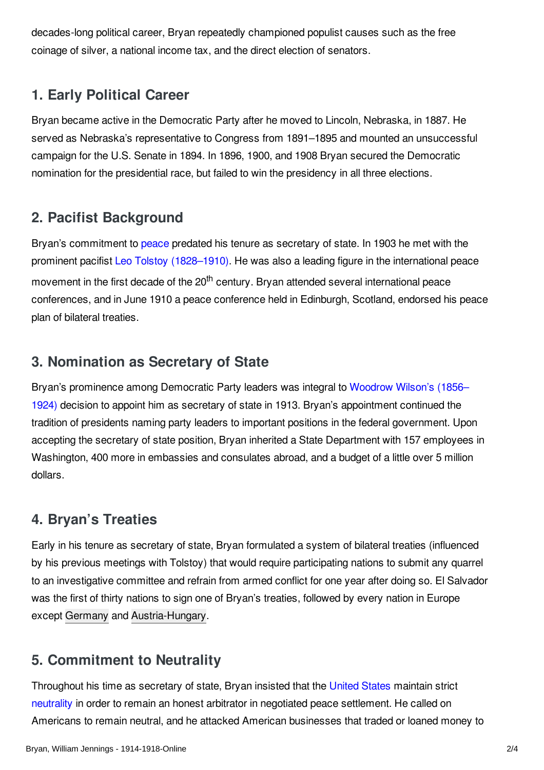decades-long political career, Bryan repeatedly championed populist causes such as the free coinage of silver, a national income tax, and the direct election of senators.

## 1. Early Political Career

Bryan became active in the Democratic Party after he moved to Lincoln, Nebraska, in 1887. He served as Nebraska's representative to Congress from 1891–1895 and mounted an unsuccessful campaign for the U.S. Senate in 1894. In 1896, 1900, and 1908 Bryan secured the Democratic nomination for the presidential race, but failed to win the presidency in all three elections.

## 2. Pacifist Background

Bryan's commitment to peace predated his tenure as secretary of state. In 1903 he met with the prominent pacifist Leo Tolstoy (1828–1910). He was also a leading figure in the international peace movement in the first decade of the 20th century. Bryan attended several international peace conferences, and in June 1910 a peace conference held in Edinburgh, Scotland, endorsed his peace plan of bilateral treaties.

## 3. Nomination as Secretary of State

Bryan's prominence among Democratic Party leaders was integral to Woodrow Wilson's (1856–1924) decision to appoint him as secretary of state in 1913. Bryan's appointment continued the tradition of presidents naming party leaders to important positions in the federal government. Upon accepting the secretary of state position, Bryan inherited a State Department with 157 employees in Washington, 400 more in embassies and consulates abroad, and a budget of a little over 5 million dollars.

## 4. Bryan's Treaties

Early in his tenure as secretary of state, Bryan formulated a system of bilateral treaties (influenced by his previous meetings with Tolstoy) that would require participating nations to submit any quarrel to an investigative committee and refrain from armed conflict for one year after doing so. El Salvador was the first of thirty nations to sign one of Bryan's treaties, followed by every nation in Europe except Germany and Austria-Hungary.

## 5. Commitment to Neutrality

Throughout his time as secretary of state, Bryan insisted that the United States maintain strict neutrality in order to remain an honest arbitrator in negotiated peace settlement. He called on Americans to remain neutral, and he attacked American businesses that traded or loaned money to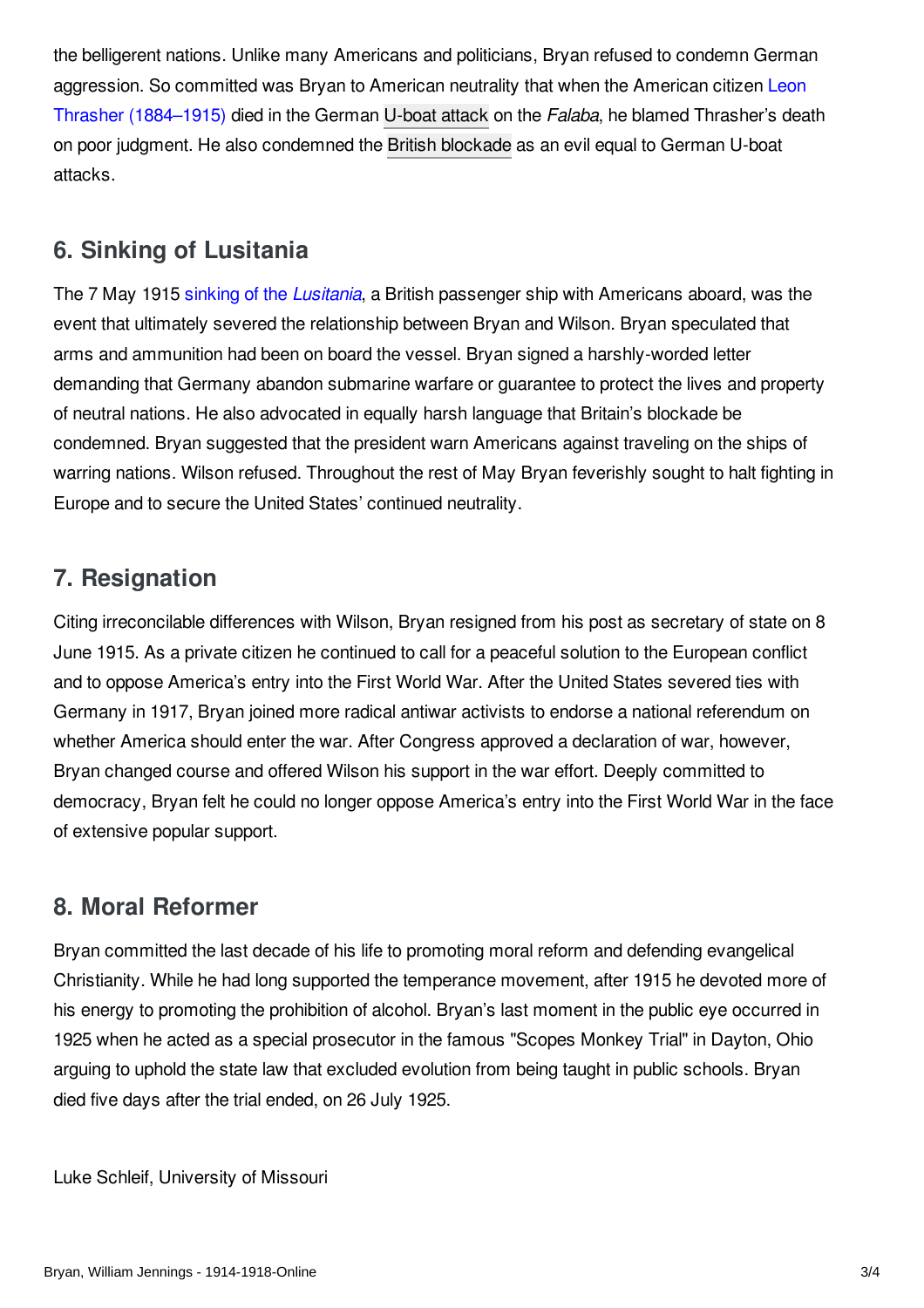the belligerent nations. Unlike many Americans and politicians, Bryan refused to condemn German aggression. So committed was Bryan to American neutrality that when the American citizen Leon Thrasher (1884–1915) died in the German U-boat attack on the *Falaba*, he blamed Thrasher's death on poor judgment. He also condemned the British blockade as an evil equal to German U-boat attacks.

## 6. Sinking of Lusitania

The 7 May 1915 sinking of the *Lusitania*, a British passenger ship with Americans aboard, was the event that ultimately severed the relationship between Bryan and Wilson. Bryan speculated that arms and ammunition had been on board the vessel. Bryan signed a harshly-worded letter demanding that Germany abandon submarine warfare or guarantee to protect the lives and property of neutral nations. He also advocated in equally harsh language that Britain's blockade be condemned. Bryan suggested that the president warn Americans against traveling on the ships of warring nations. Wilson refused. Throughout the rest of May Bryan feverishly sought to halt fighting in Europe and to secure the United States' continued neutrality.

## 7. Resignation

Citing irreconcilable differences with Wilson, Bryan resigned from his post as secretary of state on 8 June 1915. As a private citizen he continued to call for a peaceful solution to the European conflict and to oppose America's entry into the First World War. After the United States severed ties with Germany in 1917, Bryan joined more radical antiwar activists to endorse a national referendum on whether America should enter the war. After Congress approved a declaration of war, however, Bryan changed course and offered Wilson his support in the war effort. Deeply committed to democracy, Bryan felt he could no longer oppose America's entry into the First World War in the face of extensive popular support.

## 8. Moral Reformer

Bryan committed the last decade of his life to promoting moral reform and defending evangelical Christianity. While he had long supported the temperance movement, after 1915 he devoted more of his energy to promoting the prohibition of alcohol. Bryan's last moment in the public eye occurred in 1925 when he acted as a special prosecutor in the famous "Scopes Monkey Trial" in Dayton, Ohio arguing to uphold the state law that excluded evolution from being taught in public schools. Bryan died five days after the trial ended, on 26 July 1925.

Luke Schleif, University of Missouri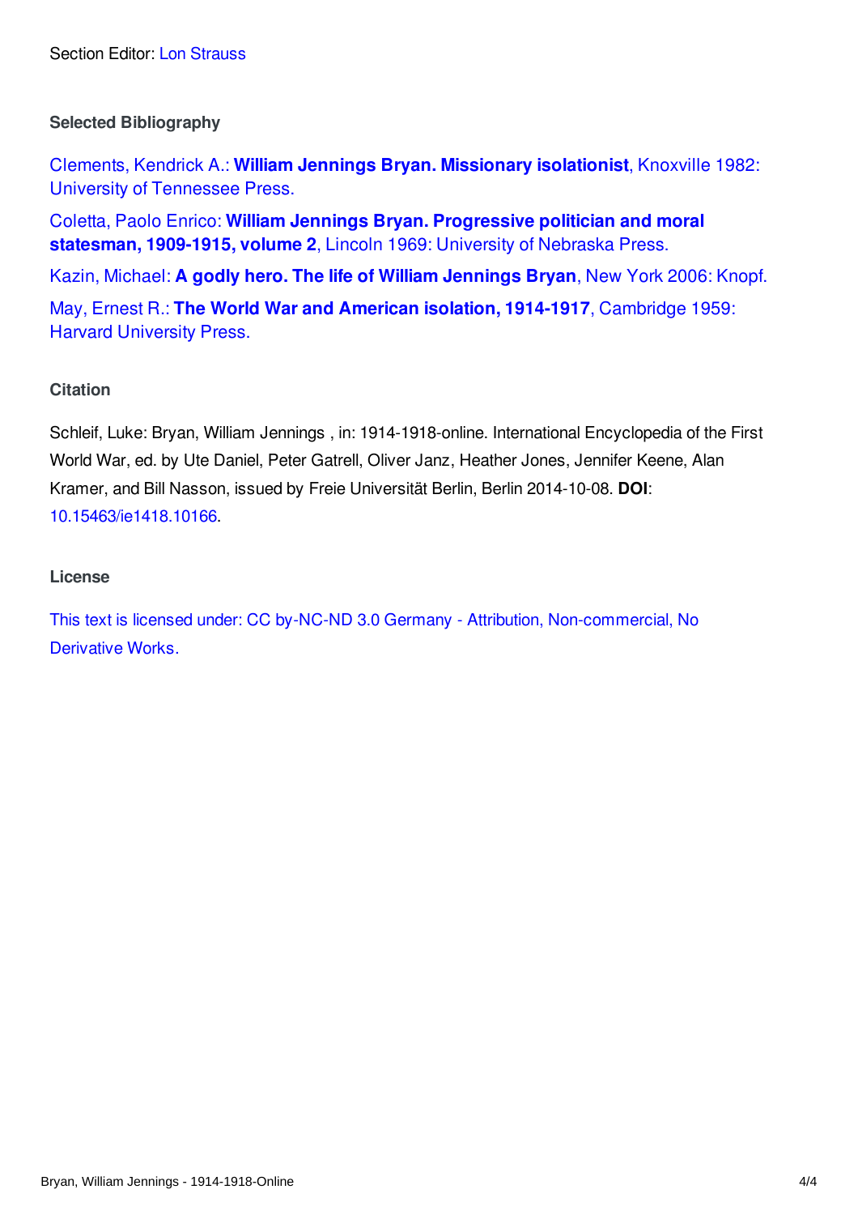Section Editor: Lon Strauss

### Selected Bibliography

Clements, Kendrick A.: **William Jennings Bryan. Missionary isolationist**, Knoxville 1982: University of Tennessee Press.

Coletta, Paolo Enrico: **William Jennings Bryan. Progressive politician and moral statesman, 1909-1915, volume 2**, Lincoln 1969: University of Nebraska Press.

Kazin, Michael: **A godly hero. The life of William Jennings Bryan**, New York 2006: Knopf.

May, Ernest R.: **The World War and American isolation, 1914-1917**, Cambridge 1959: Harvard University Press.

### Citation

Schleif, Luke: Bryan, William Jennings , in: 1914-1918-online. International Encyclopedia of the First World War, ed. by Ute Daniel, Peter Gatrell, Oliver Janz, Heather Jones, Jennifer Keene, Alan Kramer, and Bill Nasson, issued by Freie Universität Berlin, Berlin 2014-10-08. **DOI**: 10.15463/ie1418.10166.

### License

This text is licensed under: CC by-NC-ND 3.0 Germany - Attribution, Non-commercial, No Derivative Works.